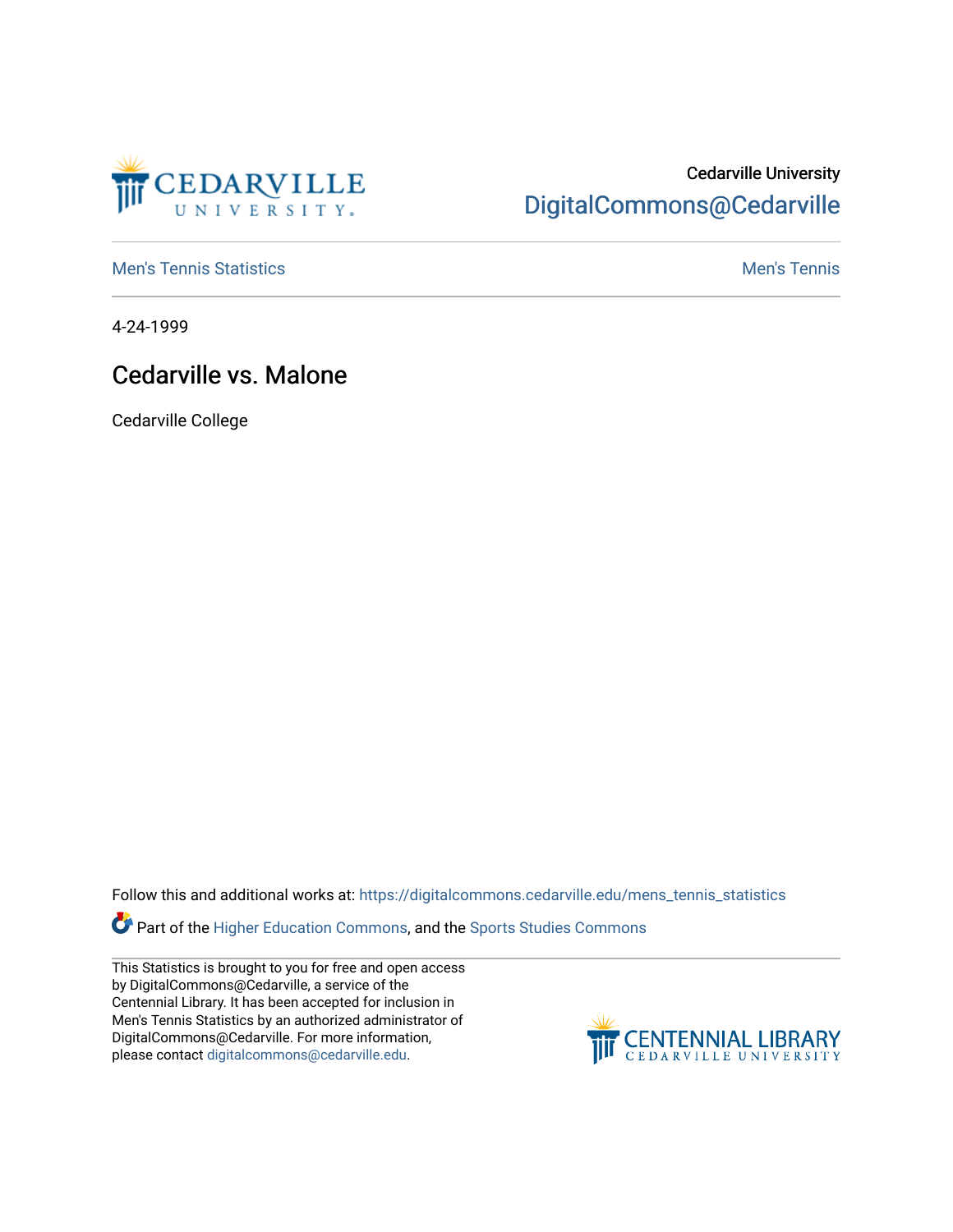Cedarville University
DigitalCommons@Cedarville

Men's Tennis Statistics | Men's Tennis

4-24-1999

# Cedarville vs. Malone

Cedarville College

Follow this and additional works at: https://digitalcommons.cedarville.edu/mens_tennis_statistics

Part of the Higher Education Commons, and the Sports Studies Commons

This Statistics is brought to you for free and open access by DigitalCommons@Cedarville, a service of the Centennial Library. It has been accepted for inclusion in Men's Tennis Statistics by an authorized administrator of DigitalCommons@Cedarville. For more information, please contact digitalcommons@cedarville.edu.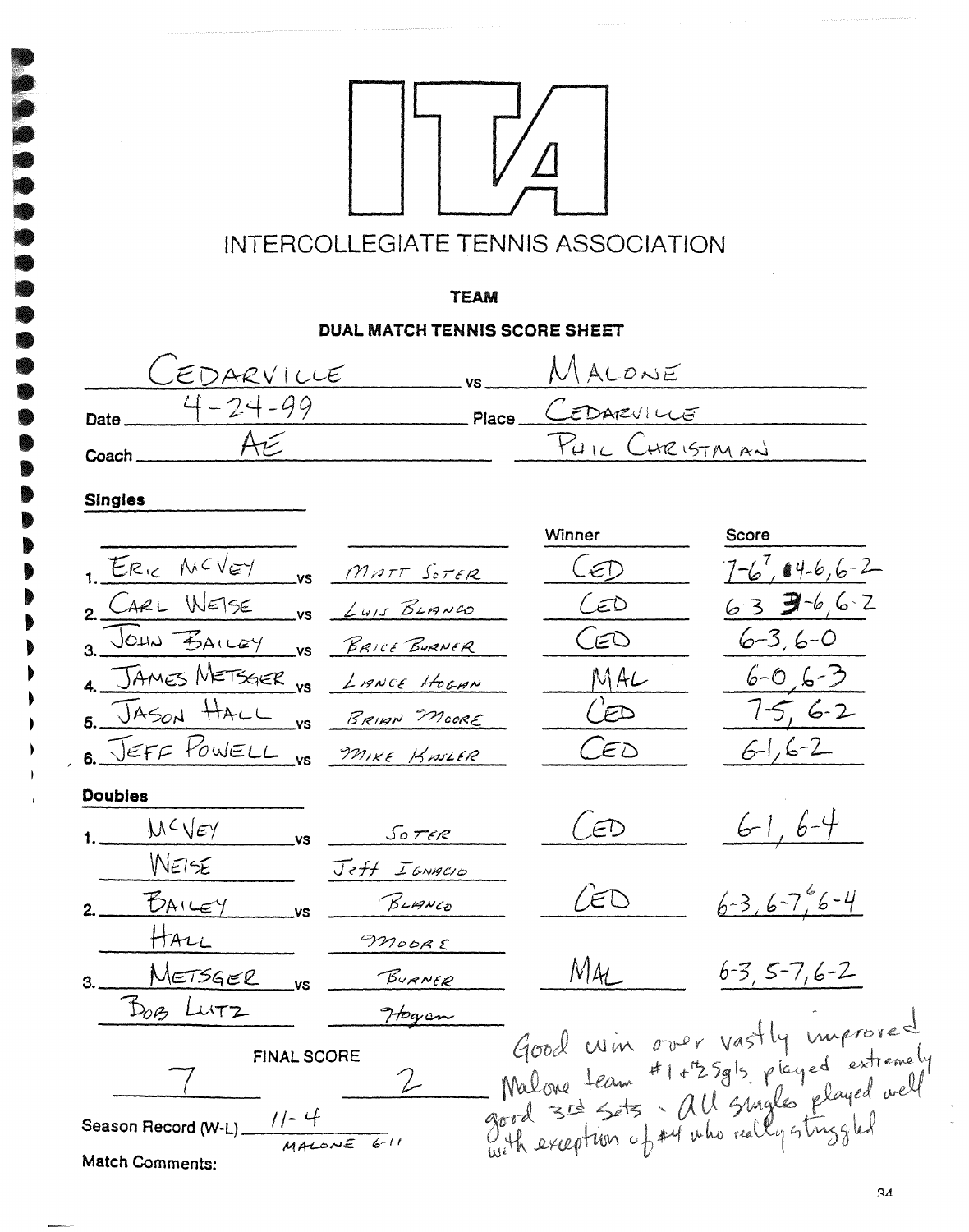# INTERCOLLEGIATE TENNIS ASSOCIATION

**TEAM**

**DUAL MATCH TENNIS SCORE SHEET**

CEDARVILLE vs MALONE

Date 4-24-99 Place CEDARVILLE

Coach AE PHIL CHRISTMAN

**Singles**

| | | | Winner | Score |
|---|---|---|---|---|
| 1. | ERIC MCVEY vs | MATT SOTER | CED | $7\text{-}6^{7}$, 4-6, 6-2 |
| 2. | CARL WEISE vs | LUIS BLANCO | CED | 6-3 3-6, 6-2 |
| 3. | JOHN BAILEY vs | BRICE BURNER | CED | 6-3, 6-0 |
| 4. | JAMES METSGER vs | LANCE HOGAN | MAL | 6-0, 6-3 |
| 5. | JASON HALL vs | BRIAN MOORE | CED | 7-5, 6-2 |
| 6. | JEFF POWELL vs | MIKE KAULER | CED | 6-1, 6-2 |

**Doubles**

| | | | Winner | Score |
|---|---|---|---|---|
| 1. | MCVEY / WEISE vs | SOTER / Jeff Ignacio | CED | 6-1, 6-4 |
| 2. | BAILEY / HALL vs | BLANCO / MOORE | CED | 6-3, $6\text{-}7^{6}$, 6-4 |
| 3. | METSGER / BOB LUTZ vs | BURNER / Hogan | MAL | 6-3, 5-7, 6-2 |

FINAL SCORE 7 2

Season Record (W-L) 11-4
MALONE 6-11

Match Comments:

Good win over vastly improved Malone team #1 + 2 Sgls played extremely good 3rd sets. All singles played well with exception of #4 who really struggled